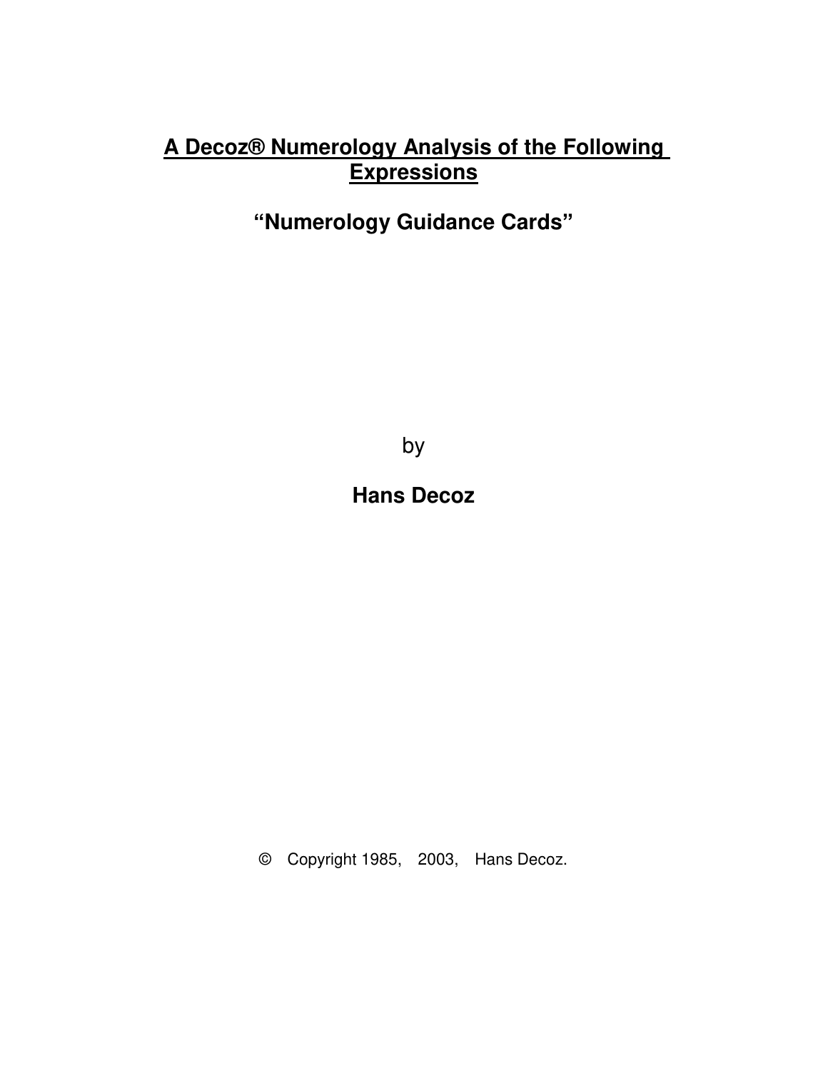# **A Decoz® Numerology Analysis of the Following Expressions**

## **“Numerology Guidance Cards”**

by

**Hans Decoz**

© Copyright 1985, 2003, Hans Decoz.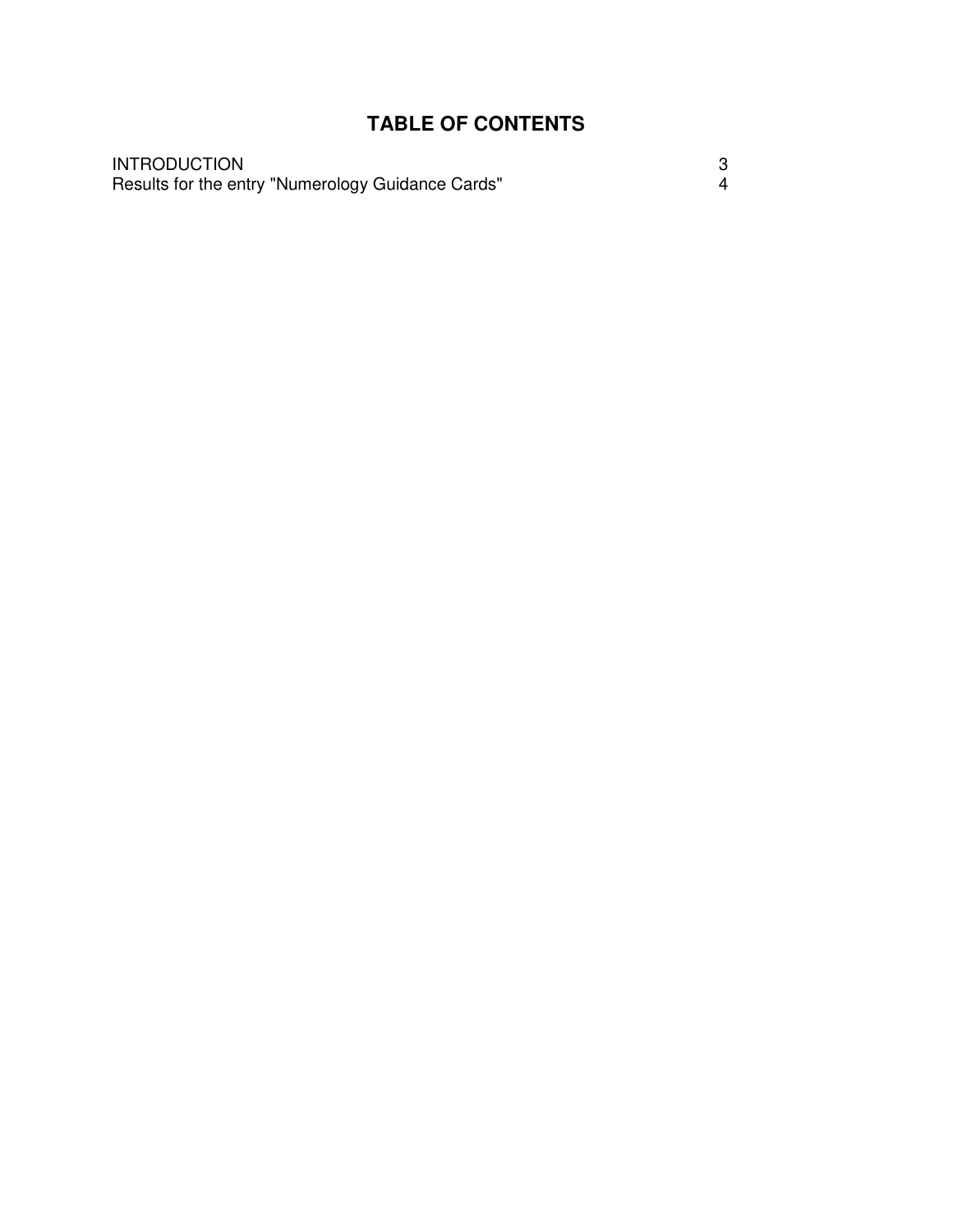# TABLE OF CONTENTS

| | |
|---|---|
| INTRODUCTION | 3 |
| Results for the entry "Numerology Guidance Cards" | 4 |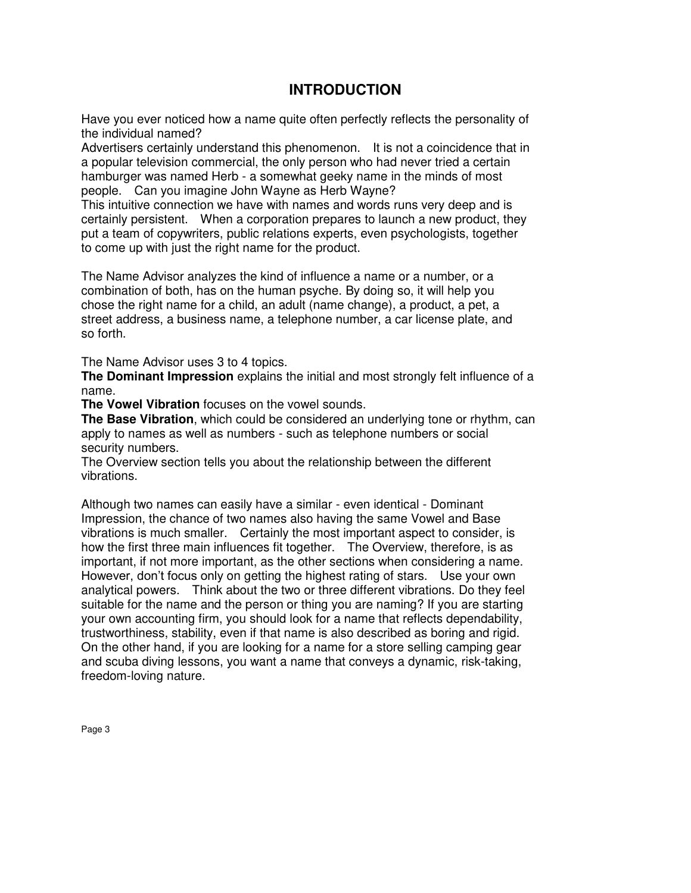# INTRODUCTION

Have you ever noticed how a name quite often perfectly reflects the personality of the individual named?

Advertisers certainly understand this phenomenon. It is not a coincidence that in a popular television commercial, the only person who had never tried a certain hamburger was named Herb - a somewhat geeky name in the minds of most people. Can you imagine John Wayne as Herb Wayne?

This intuitive connection we have with names and words runs very deep and is certainly persistent. When a corporation prepares to launch a new product, they put a team of copywriters, public relations experts, even psychologists, together to come up with just the right name for the product.

The Name Advisor analyzes the kind of influence a name or a number, or a combination of both, has on the human psyche. By doing so, it will help you chose the right name for a child, an adult (name change), a product, a pet, a street address, a business name, a telephone number, a car license plate, and so forth.

The Name Advisor uses 3 to 4 topics.

**The Dominant Impression** explains the initial and most strongly felt influence of a name.

**The Vowel Vibration** focuses on the vowel sounds.

**The Base Vibration**, which could be considered an underlying tone or rhythm, can apply to names as well as numbers - such as telephone numbers or social security numbers.

The Overview section tells you about the relationship between the different vibrations.

Although two names can easily have a similar - even identical - Dominant Impression, the chance of two names also having the same Vowel and Base vibrations is much smaller. Certainly the most important aspect to consider, is how the first three main influences fit together. The Overview, therefore, is as important, if not more important, as the other sections when considering a name. However, don't focus only on getting the highest rating of stars. Use your own analytical powers. Think about the two or three different vibrations. Do they feel suitable for the name and the person or thing you are naming? If you are starting your own accounting firm, you should look for a name that reflects dependability, trustworthiness, stability, even if that name is also described as boring and rigid. On the other hand, if you are looking for a name for a store selling camping gear and scuba diving lessons, you want a name that conveys a dynamic, risk-taking, freedom-loving nature.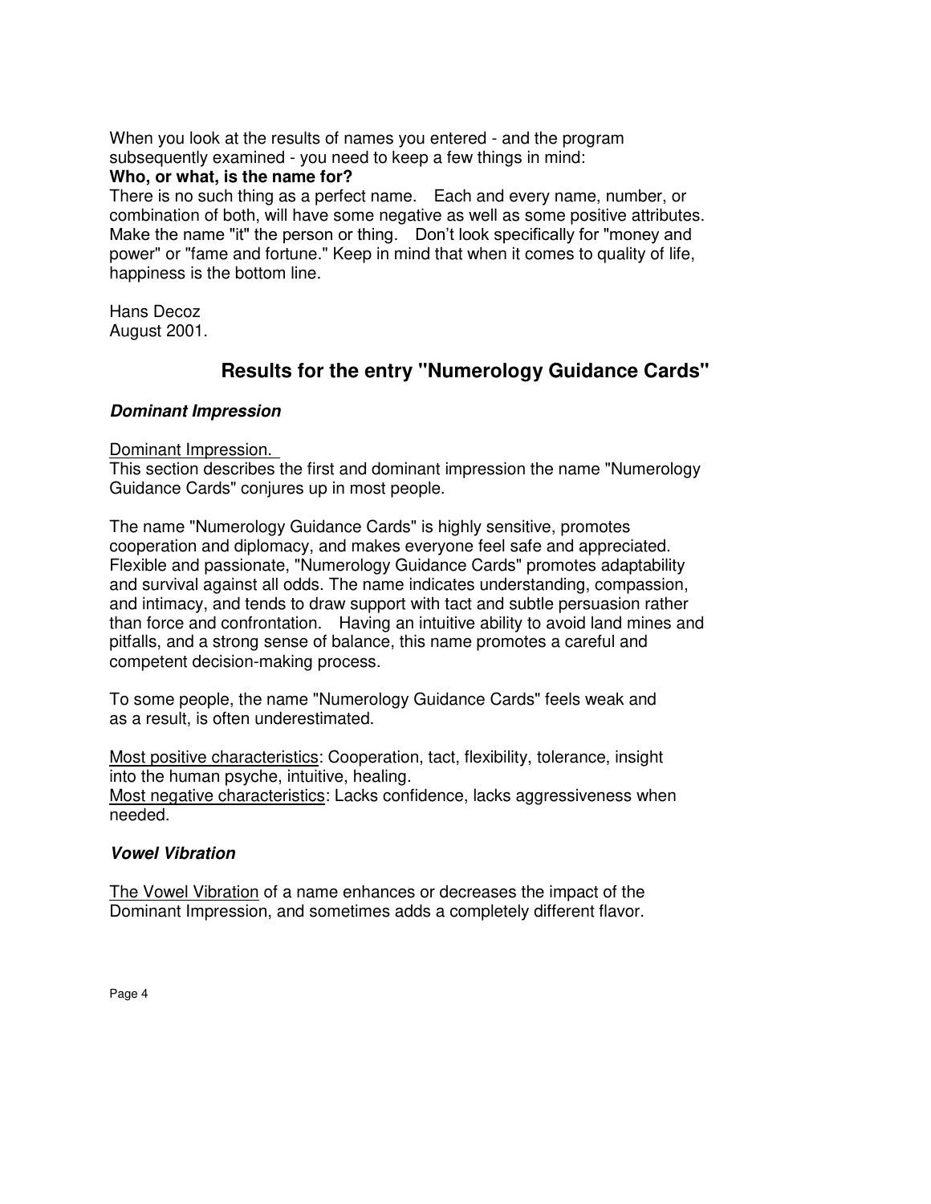When you look at the results of names you entered - and the program subsequently examined - you need to keep a few things in mind:

**Who, or what, is the name for?**

There is no such thing as a perfect name. Each and every name, number, or combination of both, will have some negative as well as some positive attributes. Make the name "it" the person or thing. Don't look specifically for "money and power" or "fame and fortune." Keep in mind that when it comes to quality of life, happiness is the bottom line.

Hans Decoz
August 2001.

## Results for the entry "Numerology Guidance Cards"

### *Dominant Impression*

Dominant Impression.

This section describes the first and dominant impression the name "Numerology Guidance Cards" conjures up in most people.

The name "Numerology Guidance Cards" is highly sensitive, promotes cooperation and diplomacy, and makes everyone feel safe and appreciated. Flexible and passionate, "Numerology Guidance Cards" promotes adaptability and survival against all odds. The name indicates understanding, compassion, and intimacy, and tends to draw support with tact and subtle persuasion rather than force and confrontation. Having an intuitive ability to avoid land mines and pitfalls, and a strong sense of balance, this name promotes a careful and competent decision-making process.

To some people, the name "Numerology Guidance Cards" feels weak and as a result, is often underestimated.

Most positive characteristics: Cooperation, tact, flexibility, tolerance, insight into the human psyche, intuitive, healing.
Most negative characteristics: Lacks confidence, lacks aggressiveness when needed.

### *Vowel Vibration*

The Vowel Vibration of a name enhances or decreases the impact of the Dominant Impression, and sometimes adds a completely different flavor.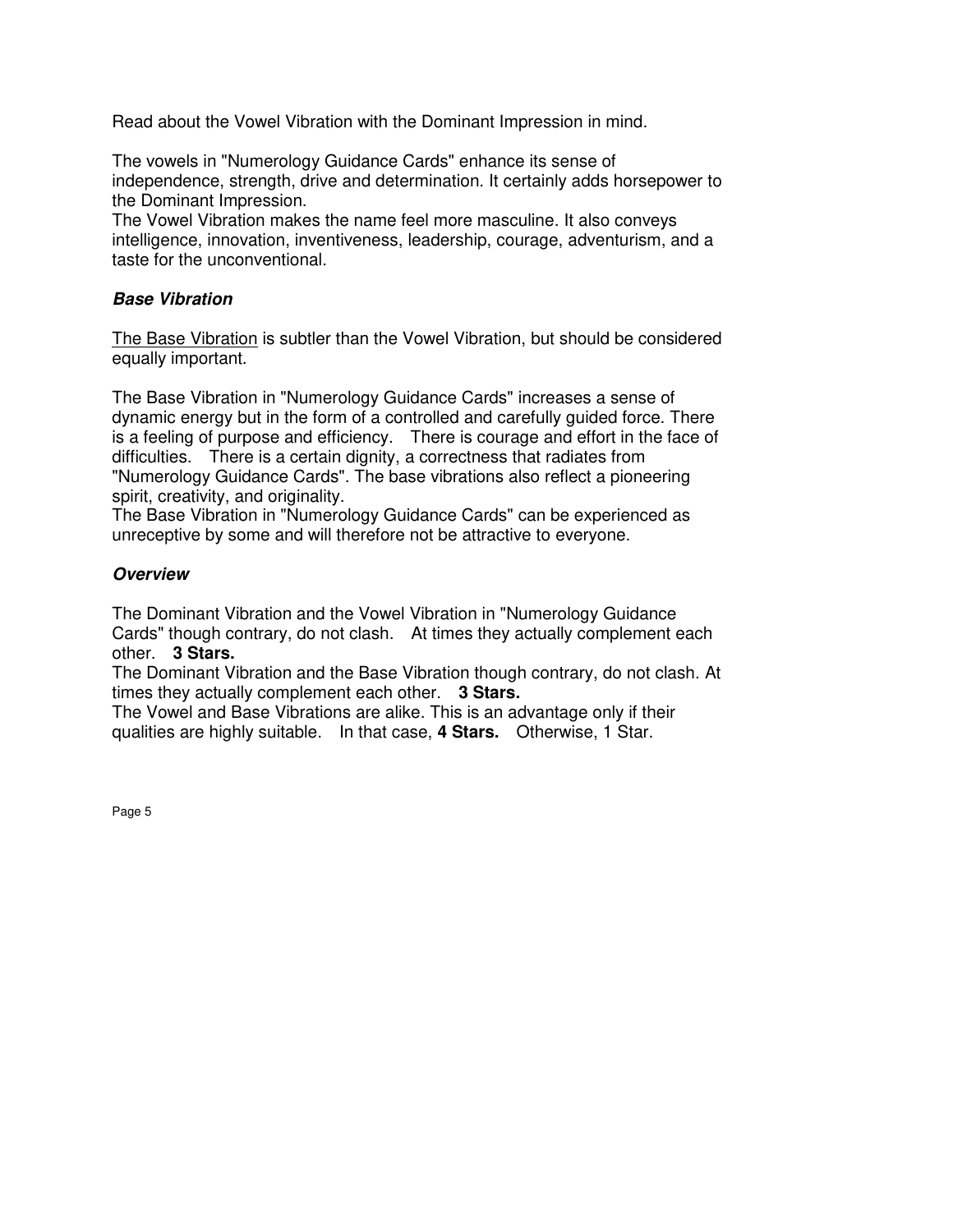Read about the Vowel Vibration with the Dominant Impression in mind.

The vowels in "Numerology Guidance Cards" enhance its sense of independence, strength, drive and determination. It certainly adds horsepower to the Dominant Impression.
The Vowel Vibration makes the name feel more masculine. It also conveys intelligence, innovation, inventiveness, leadership, courage, adventurism, and a taste for the unconventional.

### ***Base Vibration***

The Base Vibration is subtler than the Vowel Vibration, but should be considered equally important.

The Base Vibration in "Numerology Guidance Cards" increases a sense of dynamic energy but in the form of a controlled and carefully guided force. There is a feeling of purpose and efficiency. There is courage and effort in the face of difficulties. There is a certain dignity, a correctness that radiates from "Numerology Guidance Cards". The base vibrations also reflect a pioneering spirit, creativity, and originality.
The Base Vibration in "Numerology Guidance Cards" can be experienced as unreceptive by some and will therefore not be attractive to everyone.

### ***Overview***

The Dominant Vibration and the Vowel Vibration in "Numerology Guidance Cards" though contrary, do not clash. At times they actually complement each other. **3 Stars.**
The Dominant Vibration and the Base Vibration though contrary, do not clash. At times they actually complement each other. **3 Stars.**
The Vowel and Base Vibrations are alike. This is an advantage only if their qualities are highly suitable. In that case, **4 Stars.** Otherwise, 1 Star.